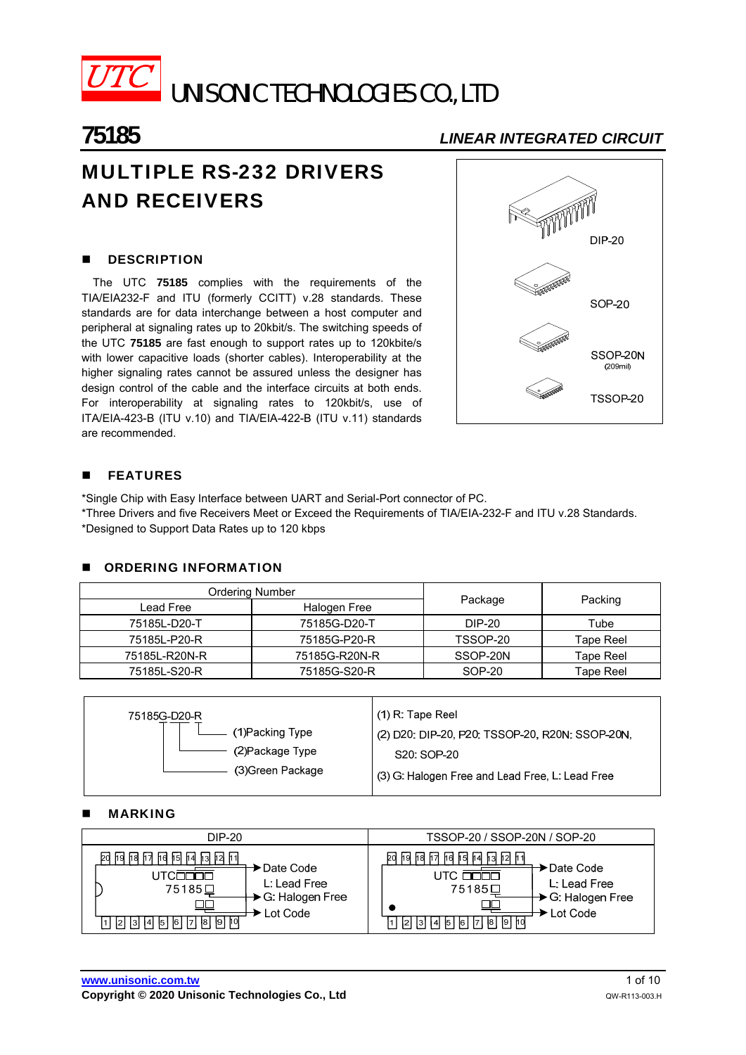UTC UNISONIC TECHNOLOGIES CO., LTD

# 75185

*LINEAR INTEGRATED CIRCUIT*

## MULTIPLE RS-232 DRIVERS AND RECEIVERS

DIP-20

SOP-20

SSOP-20N (209mil)

TSSOP-20

### ■ DESCRIPTION

The UTC **75185** complies with the requirements of the TIA/EIA232-F and ITU (formerly CCITT) v.28 standards. These standards are for data interchange between a host computer and peripheral at signaling rates up to 20kbit/s. The switching speeds of the UTC **75185** are fast enough to support rates up to 120kbite/s with lower capacitive loads (shorter cables). Interoperability at the higher signaling rates cannot be assured unless the designer has design control of the cable and the interface circuits at both ends. For interoperability at signaling rates to 120kbit/s, use of ITA/EIA-423-B (ITU v.10) and TIA/EIA-422-B (ITU v.11) standards are recommended.

### ■ FEATURES

*Single Chip with Easy Interface between UART and Serial-Port connector of PC.
*Three Drivers and five Receivers Meet or Exceed the Requirements of TIA/EIA-232-F and ITU v.28 Standards.
*Designed to Support Data Rates up to 120 kbps

### ■ ORDERING INFORMATION

| Ordering Number | | Package | Packing |
|---|---|---|---|
| Lead Free | Halogen Free | | |
| 75185L-D20-T | 75185G-D20-T | DIP-20 | Tube |
| 75185L-P20-R | 75185G-P20-R | TSSOP-20 | Tape Reel |
| 75185L-R20N-R | 75185G-R20N-R | SSOP-20N | Tape Reel |
| 75185L-S20-R | 75185G-S20-R | SOP-20 | Tape Reel |

| 75185G-D20-R | |
|---|---|
| (1)Packing Type | (1) R: Tape Reel |
| (2)Package Type | (2) D20: DIP-20, P20: TSSOP-20, R20N: SSOP-20N, S20: SOP-20 |
| (3)Green Package | (3) G: Halogen Free and Lead Free, L: Lead Free |

### ■ MARKING

| DIP-20 | TSSOP-20 / SSOP-20N / SOP-20 |
|---|---|
| Pins 20–11 (top), 1–10 (bottom); UTC□□□□ → Date Code; 75185□ → L: Lead Free, G: Halogen Free; □□ → Lot Code | Pins 20–11 (top), 1–10 (bottom); UTC □□□□ → Date Code; 75185□ → L: Lead Free, G: Halogen Free; □□ → Lot Code |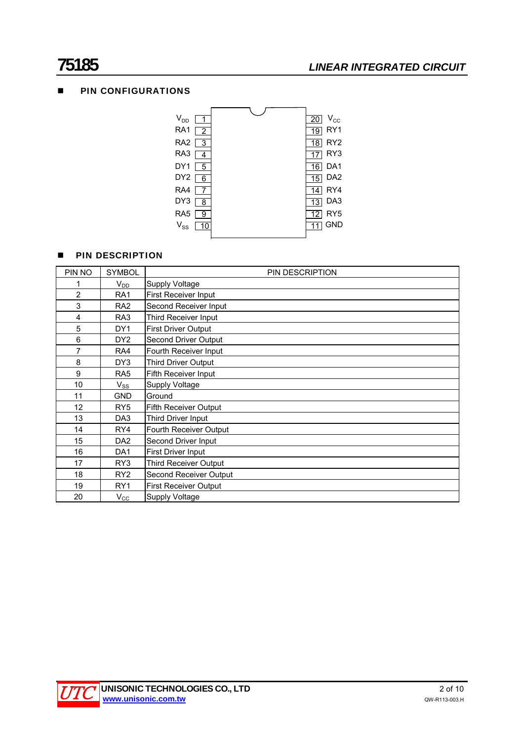## PIN CONFIGURATIONS

| Symbol | Pin | | Pin | Symbol |
|---|---|---|---|---|
| $V_{DD}$ | 1 | | 20 | $V_{CC}$ |
| RA1 | 2 | | 19 | RY1 |
| RA2 | 3 | | 18 | RY2 |
| RA3 | 4 | | 17 | RY3 |
| DY1 | 5 | | 16 | DA1 |
| DY2 | 6 | | 15 | DA2 |
| RA4 | 7 | | 14 | RY4 |
| DY3 | 8 | | 13 | DA3 |
| RA5 | 9 | | 12 | RY5 |
| $V_{SS}$ | 10 | | 11 | GND |

## PIN DESCRIPTION

| PIN NO | SYMBOL | PIN DESCRIPTION |
|---|---|---|
| 1 | $V_{DD}$ | Supply Voltage |
| 2 | RA1 | First Receiver Input |
| 3 | RA2 | Second Receiver Input |
| 4 | RA3 | Third Receiver Input |
| 5 | DY1 | First Driver Output |
| 6 | DY2 | Second Driver Output |
| 7 | RA4 | Fourth Receiver Input |
| 8 | DY3 | Third Driver Output |
| 9 | RA5 | Fifth Receiver Input |
| 10 | $V_{SS}$ | Supply Voltage |
| 11 | GND | Ground |
| 12 | RY5 | Fifth Receiver Output |
| 13 | DA3 | Third Driver Input |
| 14 | RY4 | Fourth Receiver Output |
| 15 | DA2 | Second Driver Input |
| 16 | DA1 | First Driver Input |
| 17 | RY3 | Third Receiver Output |
| 18 | RY2 | Second Receiver Output |
| 19 | RY1 | First Receiver Output |
| 20 | $V_{CC}$ | Supply Voltage |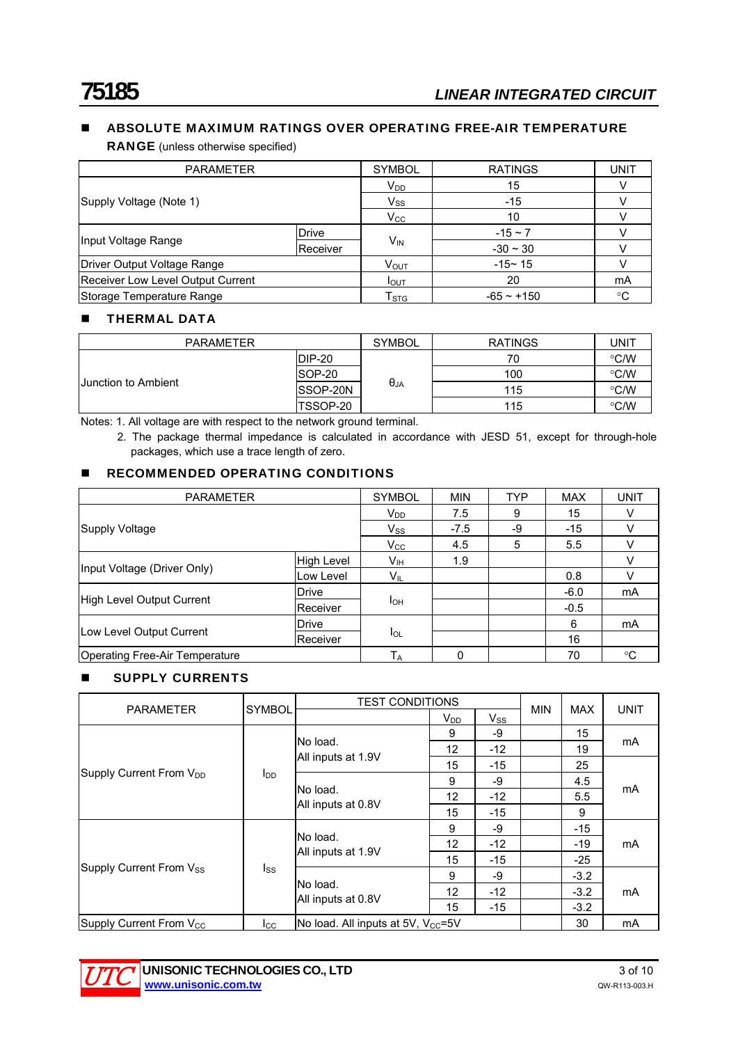## ABSOLUTE MAXIMUM RATINGS OVER OPERATING FREE-AIR TEMPERATURE RANGE (unless otherwise specified)

| PARAMETER | | SYMBOL | RATINGS | UNIT |
|---|---|---|---|---|
| Supply Voltage (Note 1) | | $V_{DD}$ | 15 | V |
| | | $V_{SS}$ | -15 | V |
| | | $V_{CC}$ | 10 | V |
| Input Voltage Range | Drive | $V_{IN}$ | -15 ~ 7 | V |
| | Receiver | | -30 ~ 30 | V |
| Driver Output Voltage Range | | $V_{OUT}$ | -15~ 15 | V |
| Receiver Low Level Output Current | | $I_{OUT}$ | 20 | mA |
| Storage Temperature Range | | $T_{STG}$ | -65 ~ +150 | °C |

## THERMAL DATA

| PARAMETER | | SYMBOL | RATINGS | UNIT |
|---|---|---|---|---|
| Junction to Ambient | DIP-20 | $\theta_{JA}$ | 70 | °C/W |
| | SOP-20 | | 100 | °C/W |
| | SSOP-20N | | 115 | °C/W |
| | TSSOP-20 | | 115 | °C/W |

Notes: 1. All voltage are with respect to the network ground terminal.

2. The package thermal impedance is calculated in accordance with JESD 51, except for through-hole packages, which use a trace length of zero.

## RECOMMENDED OPERATING CONDITIONS

| PARAMETER | | SYMBOL | MIN | TYP | MAX | UNIT |
|---|---|---|---|---|---|---|
| Supply Voltage | | $V_{DD}$ | 7.5 | 9 | 15 | V |
| | | $V_{SS}$ | -7.5 | -9 | -15 | V |
| | | $V_{CC}$ | 4.5 | 5 | 5.5 | V |
| Input Voltage (Driver Only) | High Level | $V_{IH}$ | 1.9 | | | V |
| | Low Level | $V_{IL}$ | | | 0.8 | V |
| High Level Output Current | Drive | $I_{OH}$ | | | -6.0 | mA |
| | Receiver | | | | -0.5 | |
| Low Level Output Current | Drive | $I_{OL}$ | | | 6 | mA |
| | Receiver | | | | 16 | |
| Operating Free-Air Temperature | | $T_A$ | 0 | | 70 | °C |

## SUPPLY CURRENTS

| PARAMETER | SYMBOL | TEST CONDITIONS | | | MIN | MAX | UNIT |
|---|---|---|---|---|---|---|---|
| | | | $V_{DD}$ | $V_{SS}$ | | | |
| Supply Current From $V_{DD}$ | $I_{DD}$ | No load. All inputs at 1.9V | 9 | -9 | | 15 | mA |
| | | | 12 | -12 | | 19 | |
| | | | 15 | -15 | | 25 | |
| | | No load. All inputs at 0.8V | 9 | -9 | | 4.5 | mA |
| | | | 12 | -12 | | 5.5 | |
| | | | 15 | -15 | | 9 | |
| Supply Current From $V_{SS}$ | $I_{SS}$ | No load. All inputs at 1.9V | 9 | -9 | | -15 | mA |
| | | | 12 | -12 | | -19 | |
| | | | 15 | -15 | | -25 | |
| | | No load. All inputs at 0.8V | 9 | -9 | | -3.2 | mA |
| | | | 12 | -12 | | -3.2 | |
| | | | 15 | -15 | | -3.2 | |
| Supply Current From $V_{CC}$ | $I_{CC}$ | No load. All inputs at 5V, $V_{CC}$=5V | | | | 30 | mA |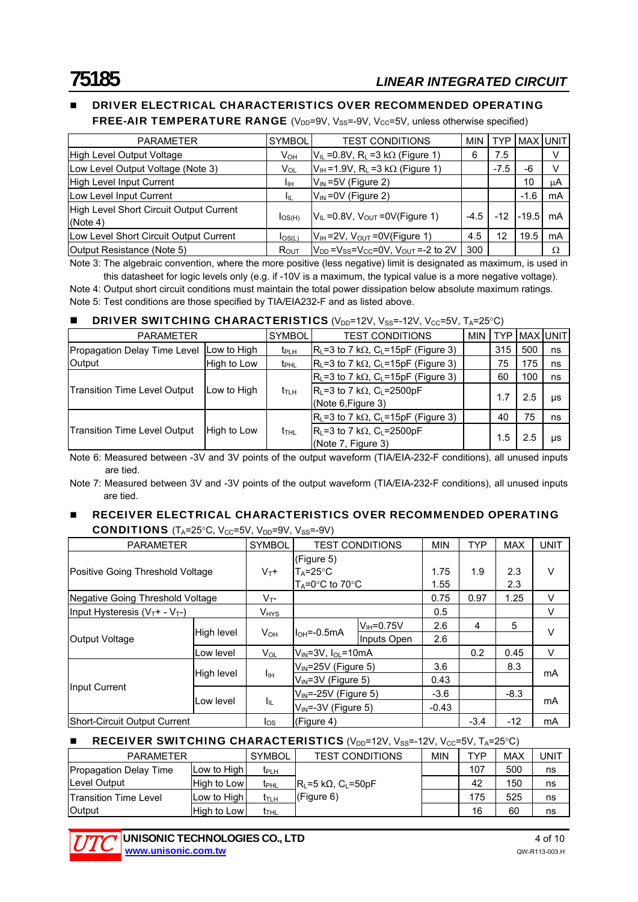## DRIVER ELECTRICAL CHARACTERISTICS OVER RECOMMENDED OPERATING FREE-AIR TEMPERATURE RANGE ($V_{DD}$=9V, $V_{SS}$=-9V, $V_{CC}$=5V, unless otherwise specified)

| PARAMETER | SYMBOL | TEST CONDITIONS | MIN | TYP | MAX | UNIT |
|---|---|---|---|---|---|---|
| High Level Output Voltage | $V_{OH}$ | $V_{IL}$ =0.8V, $R_L$ =3 kΩ (Figure 1) | 6 | 7.5 | | V |
| Low Level Output Voltage (Note 3) | $V_{OL}$ | $V_{IH}$ =1.9V, $R_L$ =3 kΩ (Figure 1) | | -7.5 | -6 | V |
| High Level Input Current | $I_{IH}$ | $V_{IN}$ =5V (Figure 2) | | | 10 | μA |
| Low Level Input Current | $I_{IL}$ | $V_{IN}$ =0V (Figure 2) | | | -1.6 | mA |
| High Level Short Circuit Output Current (Note 4) | $I_{OS(H)}$ | $V_{IL}$ =0.8V, $V_{OUT}$ =0V(Figure 1) | -4.5 | -12 | -19.5 | mA |
| Low Level Short Circuit Output Current | $I_{OS(L)}$ | $V_{IH}$ =2V, $V_{OUT}$ =0V(Figure 1) | 4.5 | 12 | 19.5 | mA |
| Output Resistance (Note 5) | $R_{OUT}$ | $V_{DD}$ =$V_{SS}$=$V_{CC}$=0V, $V_{OUT}$ =-2 to 2V | 300 | | | Ω |

Note 3: The algebraic convention, where the more positive (less negative) limit is designated as maximum, is used in this datasheet for logic levels only (e.g. if -10V is a maximum, the typical value is a more negative voltage).

Note 4: Output short circuit conditions must maintain the total power dissipation below absolute maximum ratings.

Note 5: Test conditions are those specified by TIA/EIA232-F and as listed above.

## DRIVER SWITCHING CHARACTERISTICS ($V_{DD}$=12V, $V_{SS}$=-12V, $V_{CC}$=5V, $T_A$=25°C)

| PARAMETER | | SYMBOL | TEST CONDITIONS | MIN | TYP | MAX | UNIT |
|---|---|---|---|---|---|---|---|
| Propagation Delay Time Level Output | Low to High | $t_{PLH}$ | $R_L$=3 to 7 kΩ, $C_L$=15pF (Figure 3) | | 315 | 500 | ns |
| | High to Low | $t_{PHL}$ | $R_L$=3 to 7 kΩ, $C_L$=15pF (Figure 3) | | 75 | 175 | ns |
| Transition Time Level Output | Low to High | $t_{TLH}$ | $R_L$=3 to 7 kΩ, $C_L$=15pF (Figure 3) | | 60 | 100 | ns |
| | | | $R_L$=3 to 7 kΩ, $C_L$=2500pF (Note 6,Figure 3) | | 1.7 | 2.5 | μs |
| Transition Time Level Output | High to Low | $t_{THL}$ | $R_L$=3 to 7 kΩ, $C_L$=15pF (Figure 3) | | 40 | 75 | ns |
| | | | $R_L$=3 to 7 kΩ, $C_L$=2500pF (Note 7, Figure 3) | | 1.5 | 2.5 | μs |

Note 6: Measured between -3V and 3V points of the output waveform (TIA/EIA-232-F conditions), all unused inputs are tied.

Note 7: Measured between 3V and -3V points of the output waveform (TIA/EIA-232-F conditions), all unused inputs are tied.

## RECEIVER ELECTRICAL CHARACTERISTICS OVER RECOMMENDED OPERATING CONDITIONS ($T_A$=25°C, $V_{CC}$=5V, $V_{DD}$=9V, $V_{SS}$=-9V)

| PARAMETER | | SYMBOL | TEST CONDITIONS | | MIN | TYP | MAX | UNIT |
|---|---|---|---|---|---|---|---|---|
| Positive Going Threshold Voltage | | $V_{T+}$ | (Figure 5) $T_A$=25°C | | 1.75 | 1.9 | 2.3 | V |
| | | | $T_A$=0°C to 70°C | | 1.55 | | 2.3 | V |
| Negative Going Threshold Voltage | | $V_{T-}$ | | | 0.75 | 0.97 | 1.25 | V |
| Input Hysteresis ($V_{T+}$ - $V_{T-}$) | | $V_{HYS}$ | | | 0.5 | | | V |
| Output Voltage | High level | $V_{OH}$ | $I_{OH}$=-0.5mA | $V_{IH}$=0.75V | 2.6 | 4 | 5 | V |
| | | | | Inputs Open | 2.6 | | | V |
| | Low level | $V_{OL}$ | $V_{IN}$=3V, $I_{OL}$=10mA | | | 0.2 | 0.45 | V |
| Input Current | High level | $I_{IH}$ | $V_{IN}$=25V (Figure 5) | | 3.6 | | 8.3 | mA |
| | | | $V_{IN}$=3V (Figure 5) | | 0.43 | | | mA |
| | Low level | $I_{IL}$ | $V_{IN}$=-25V (Figure 5) | | -3.6 | | -8.3 | mA |
| | | | $V_{IN}$=-3V (Figure 5) | | -0.43 | | | mA |
| Short-Circuit Output Current | | $I_{OS}$ | (Figure 4) | | | -3.4 | -12 | mA |

## RECEIVER SWITCHING CHARACTERISTICS ($V_{DD}$=12V, $V_{SS}$=-12V, $V_{CC}$=5V, $T_A$=25°C)

| PARAMETER | | SYMBOL | TEST CONDITIONS | MIN | TYP | MAX | UNIT |
|---|---|---|---|---|---|---|---|
| Propagation Delay Time Level Output | Low to High | $t_{PLH}$ | $R_L$=5 kΩ, $C_L$=50pF (Figure 6) | | 107 | 500 | ns |
| | High to Low | $t_{PHL}$ | | | 42 | 150 | ns |
| Transition Time Level Output | Low to High | $t_{TLH}$ | | | 175 | 525 | ns |
| | High to Low | $t_{THL}$ | | | 16 | 60 | ns |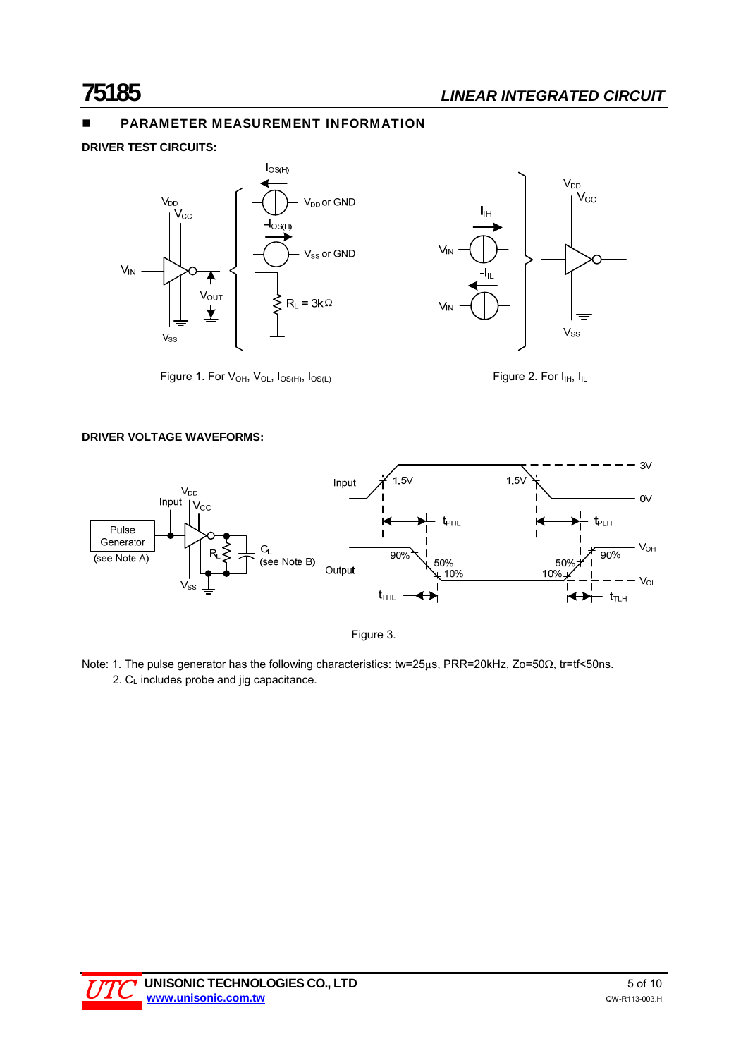## PARAMETER MEASUREMENT INFORMATION

**DRIVER TEST CIRCUITS:**

Figure 1. For $V_{OH}$, $V_{OL}$, $I_{OS(H)}$, $I_{OS(L)}$

Figure 2. For $I_{IH}$, $I_{IL}$

**DRIVER VOLTAGE WAVEFORMS:**

Figure 3.

Note: 1. The pulse generator has the following characteristics: tw=25μs, PRR=20kHz, Zo=50Ω, tr=tf<50ns.

2. $C_L$ includes probe and jig capacitance.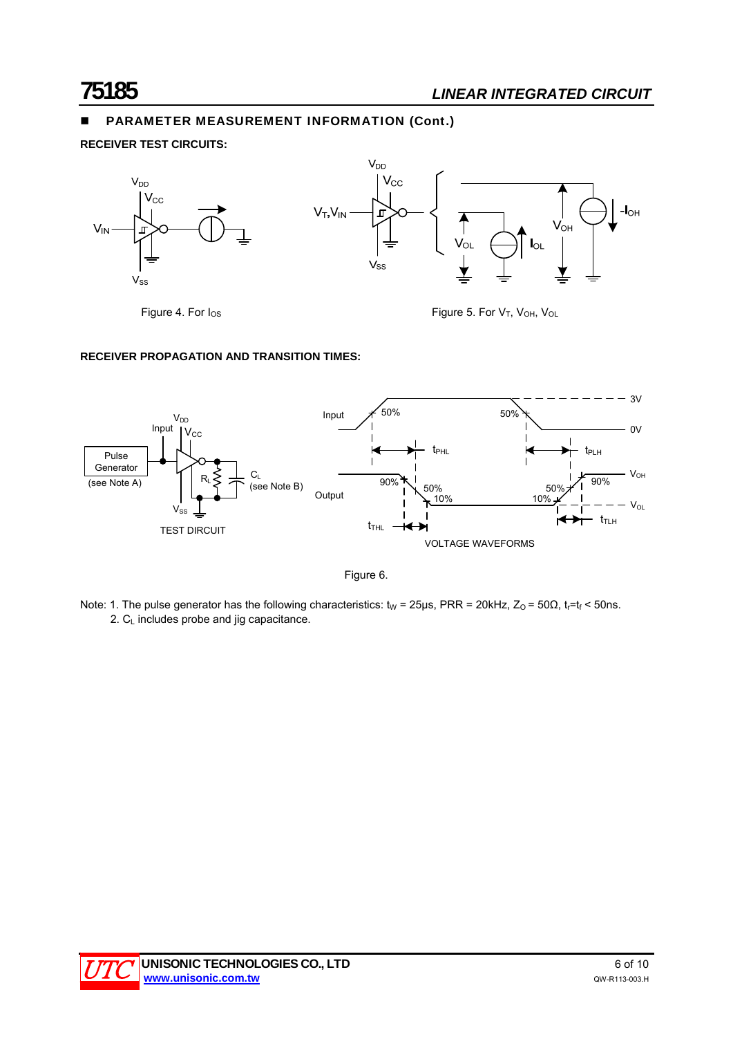## PARAMETER MEASUREMENT INFORMATION (Cont.)

**RECEIVER TEST CIRCUITS:**

Figure 4. For $I_{OS}$

Figure 5. For $V_T$, $V_{OH}$, $V_{OL}$

**RECEIVER PROPAGATION AND TRANSITION TIMES:**

Figure 6.

Note: 1. The pulse generator has the following characteristics: $t_W$ = 25μs, PRR = 20kHz, $Z_O$ = 50Ω, $t_r$=$t_f$ < 50ns.
2. $C_L$ includes probe and jig capacitance.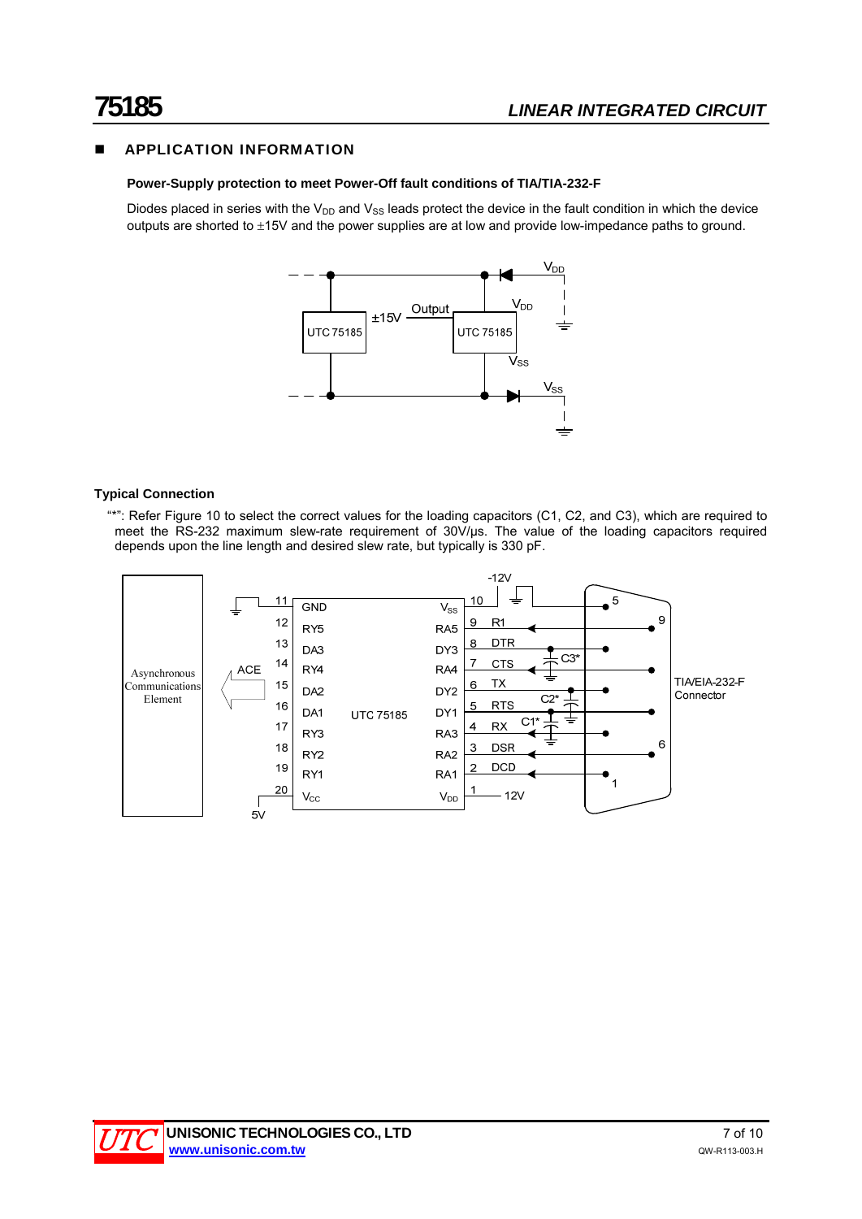## APPLICATION INFORMATION

**Power-Supply protection to meet Power-Off fault conditions of TIA/TIA-232-F**

Diodes placed in series with the $V_{DD}$ and $V_{SS}$ leads protect the device in the fault condition in which the device outputs are shorted to ±15V and the power supplies are at low and provide low-impedance paths to ground.

**Typical Connection**

"*": Refer Figure 10 to select the correct values for the loading capacitors (C1, C2, and C3), which are required to meet the RS-232 maximum slew-rate requirement of 30V/μs. The value of the loading capacitors required depends upon the line length and desired slew rate, but typically is 330 pF.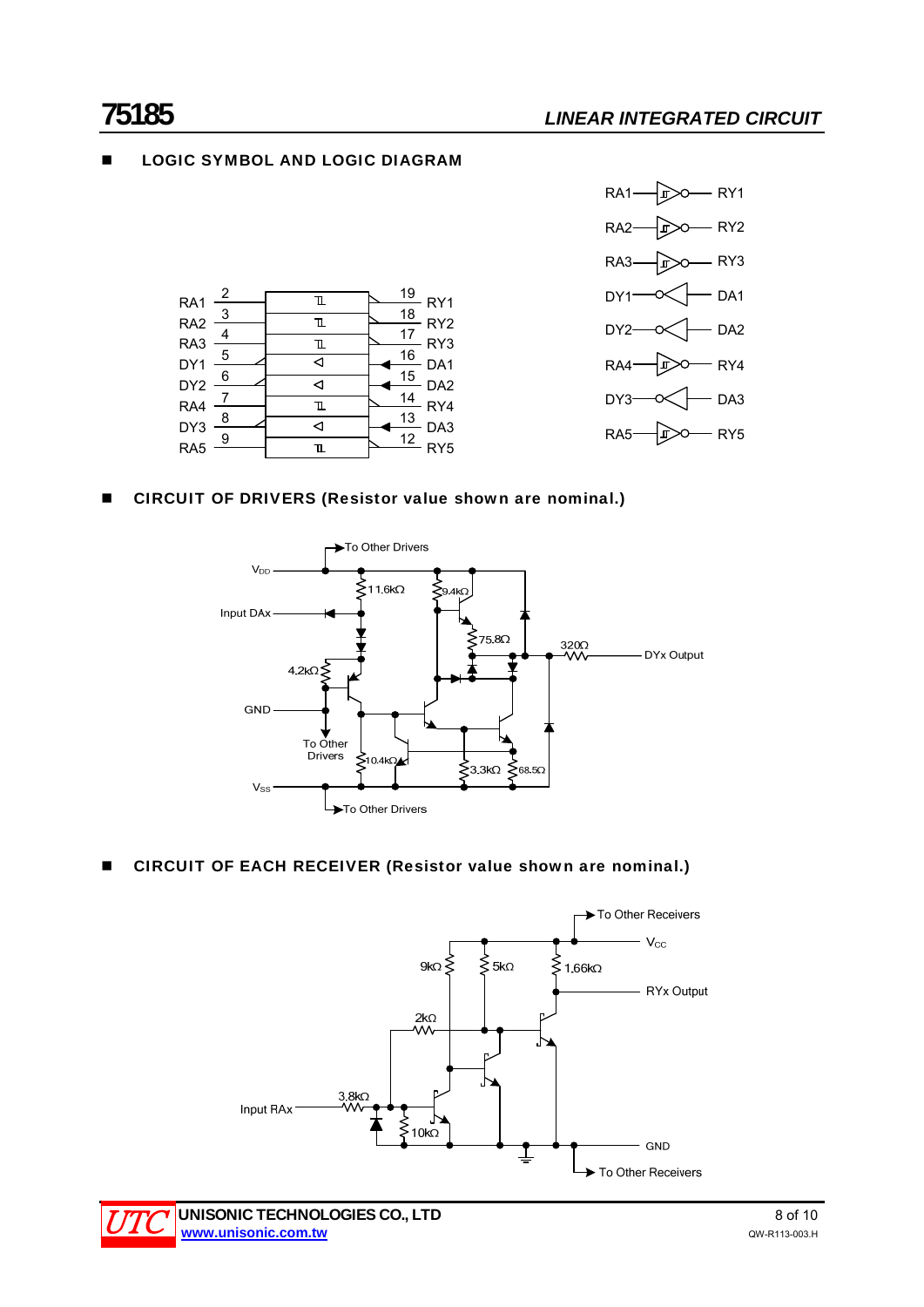## LOGIC SYMBOL AND LOGIC DIAGRAM

RA1 2 — 19 RY1
RA2 3 — 18 RY2
RA3 4 — 17 RY3
DY1 5 — 16 DA1
DY2 6 — 15 DA2
RA4 7 — 14 RY4
DY3 8 — 13 DA3
RA5 9 — 12 RY5

RA1 — RY1
RA2 — RY2
RA3 — RY3
DY1 — DA1
DY2 — DA2
RA4 — RY4
DY3 — DA3
RA5 — RY5

## CIRCUIT OF DRIVERS (Resistor value shown are nominal.)

To Other Drivers
$V_{DD}$
11.6kΩ
9.4kΩ
Input DAx
75.8Ω
320Ω
DYx Output
4.2kΩ
GND
To Other Drivers
10.4kΩ
3.3kΩ
68.5Ω
$V_{SS}$
To Other Drivers

## CIRCUIT OF EACH RECEIVER (Resistor value shown are nominal.)

To Other Receivers
$V_{CC}$
9kΩ
5kΩ
1.66kΩ
RYx Output
2kΩ
3.8kΩ
Input RAx
10kΩ
GND
To Other Receivers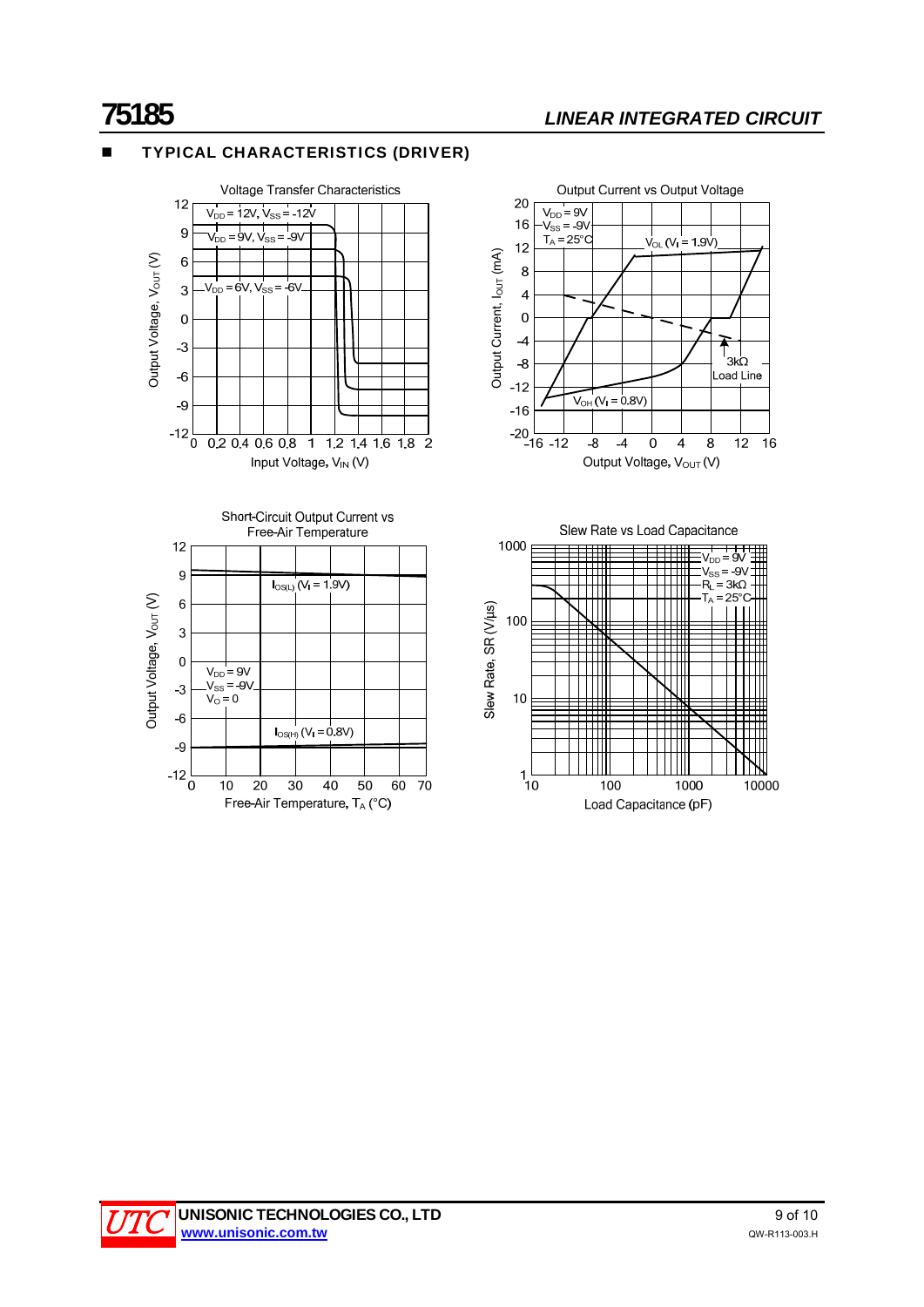## TYPICAL CHARACTERISTICS (DRIVER)

Voltage Transfer Characteristics

Output Voltage, $V_{OUT}$ (V)

$V_{DD}$ = 12V, $V_{SS}$ = -12V

$V_{DD}$ = 9V, $V_{SS}$ = -9V

$V_{DD}$ = 6V, $V_{SS}$ = -6V

Input Voltage, $V_{IN}$ (V)

Output Current vs Output Voltage

Output Current, $I_{OUT}$ (mA)

$V_{DD}$ = 9V
$V_{SS}$ = -9V
$T_A$ = 25°C

$V_{OL}$ ($V_I$ = 1.9V)

3kΩ Load Line

$V_{OH}$ ($V_I$ = 0.8V)

Output Voltage, $V_{OUT}$ (V)

Short-Circuit Output Current vs Free-Air Temperature

Output Voltage, $V_{OUT}$ (V)

$I_{OS(L)}$ ($V_I$ = 1.9V)

$V_{DD}$ = 9V
$V_{SS}$ = -9V
$V_O$ = 0

$I_{OS(H)}$ ($V_I$ = 0.8V)

Free-Air Temperature, $T_A$ (°C)

Slew Rate vs Load Capacitance

Slew Rate, SR (V/μs)

$V_{DD}$ = 9V
$V_{SS}$ = -9V
$R_L$ = 3kΩ
$T_A$ = 25°C

Load Capacitance (pF)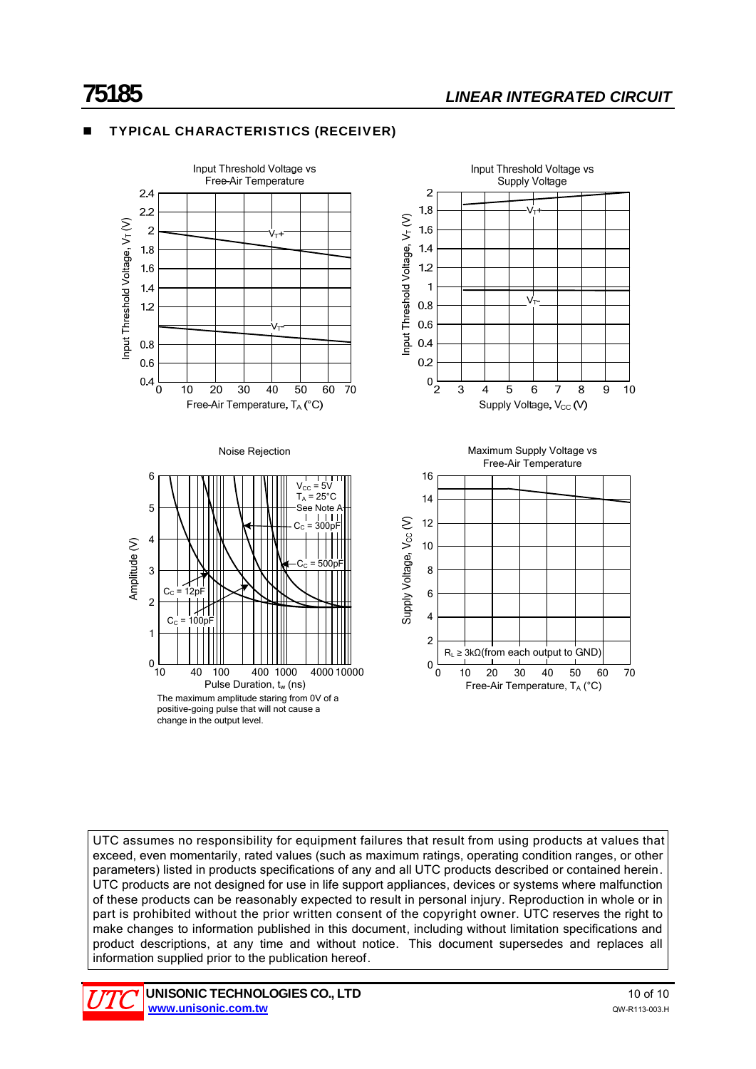## TYPICAL CHARACTERISTICS (RECEIVER)

Input Threshold Voltage vs Free-Air Temperature

Input Threshold Voltage, $V_T$ (V)

2.4
2.2
2
1.8
1.6
1.4
1.2
0.8
0.6
0.4

$V_T+$

$V_T-$

0 10 20 30 40 50 60 70

Free-Air Temperature, $T_A$ (°C)

Input Threshold Voltage vs Supply Voltage

Input Threshold Voltage, $V_T$ (V)

2
1.8
1.6
1.4
1.2
1
0.8
0.6
0.4
0.2
0

$V_T+$

$V_T-$

2 3 4 5 6 7 8 9 10

Supply Voltage, $V_{CC}$ (V)

Noise Rejection

Amplitude (V)

6
5
4
3
2
1
0

$V_{CC}$ = 5V
$T_A$ = 25°C
See Note A

$C_C$ = 300pF

$C_C$ = 500pF

$C_C$ = 12pF

$C_C$ = 100pF

10 40 100 400 1000 4000 10000

Pulse Duration, $t_w$ (ns)

The maximum amplitude staring from 0V of a positive-going pulse that will not cause a change in the output level.

Maximum Supply Voltage vs Free-Air Temperature

Supply Voltage, $V_{CC}$ (V)

16
14
12
10
8
6
4
2
0

$R_L$ ≥ 3kΩ(from each output to GND)

0 10 20 30 40 50 60 70

Free-Air Temperature, $T_A$ (°C)

UTC assumes no responsibility for equipment failures that result from using products at values that exceed, even momentarily, rated values (such as maximum ratings, operating condition ranges, or other parameters) listed in products specifications of any and all UTC products described or contained herein. UTC products are not designed for use in life support appliances, devices or systems where malfunction of these products can be reasonably expected to result in personal injury. Reproduction in whole or in part is prohibited without the prior written consent of the copyright owner. UTC reserves the right to make changes to information published in this document, including without limitation specifications and product descriptions, at any time and without notice. This document supersedes and replaces all information supplied prior to the publication hereof.